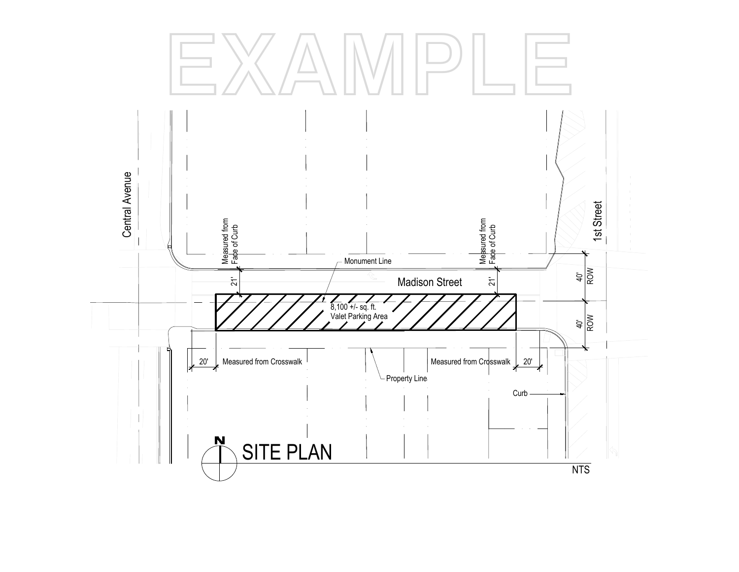# EXAMPLE

Central Avenue

1st Street

Madison Street

Measured from Face of Curb

21'

Measured from Face of Curb

21'

Monument Line

8,100 +/- sq. ft.
Valet Parking Area

40' ROW

40' ROW

20' Measured from Crosswalk

Measured from Crosswalk 20'

Property Line

Curb

N

## SITE PLAN

NTS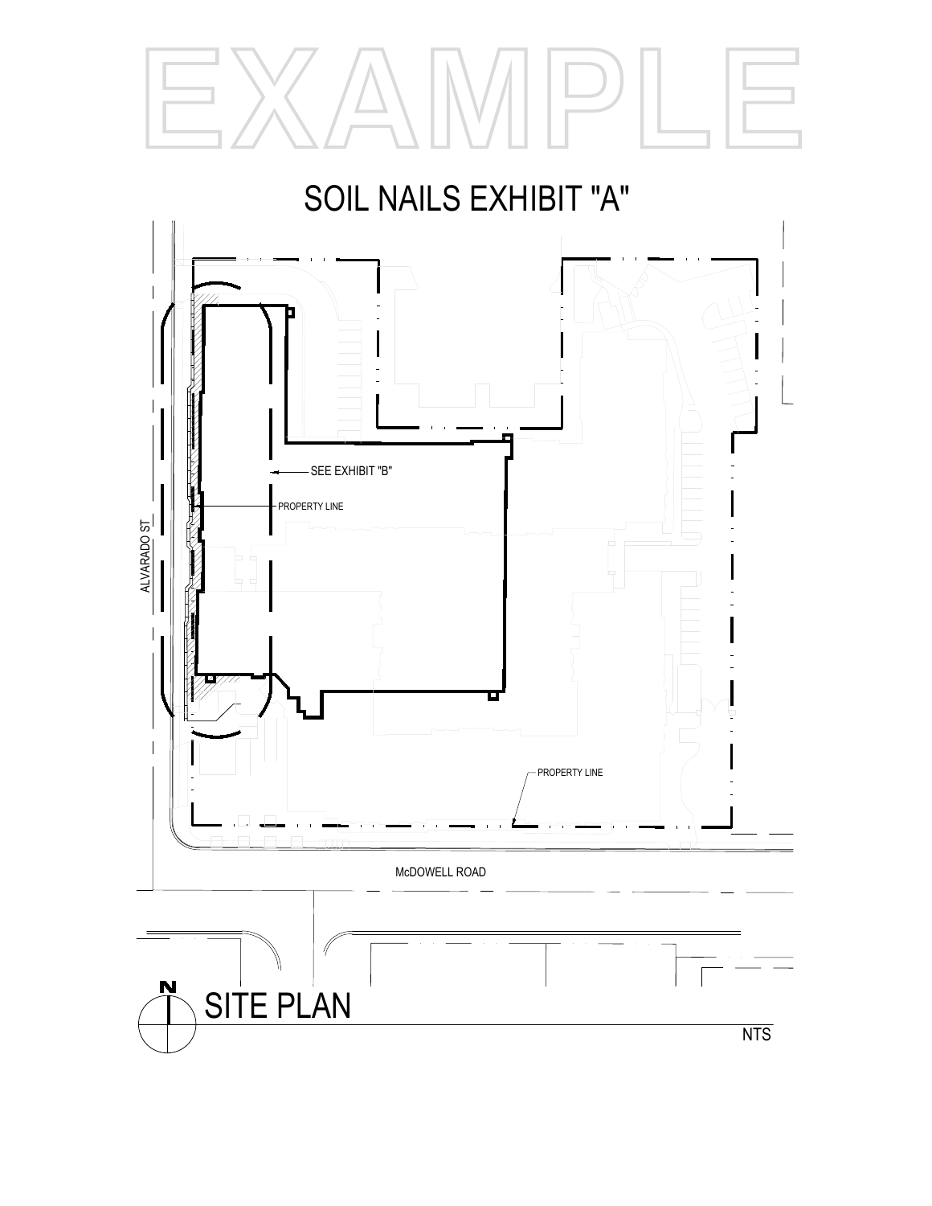EXAMPLE

# SOIL NAILS EXHIBIT "A"

SEE EXHIBIT "B"

PROPERTY LINE

ALVARADO ST.

PROPERTY LINE

McDOWELL ROAD

N

## SITE PLAN

NTS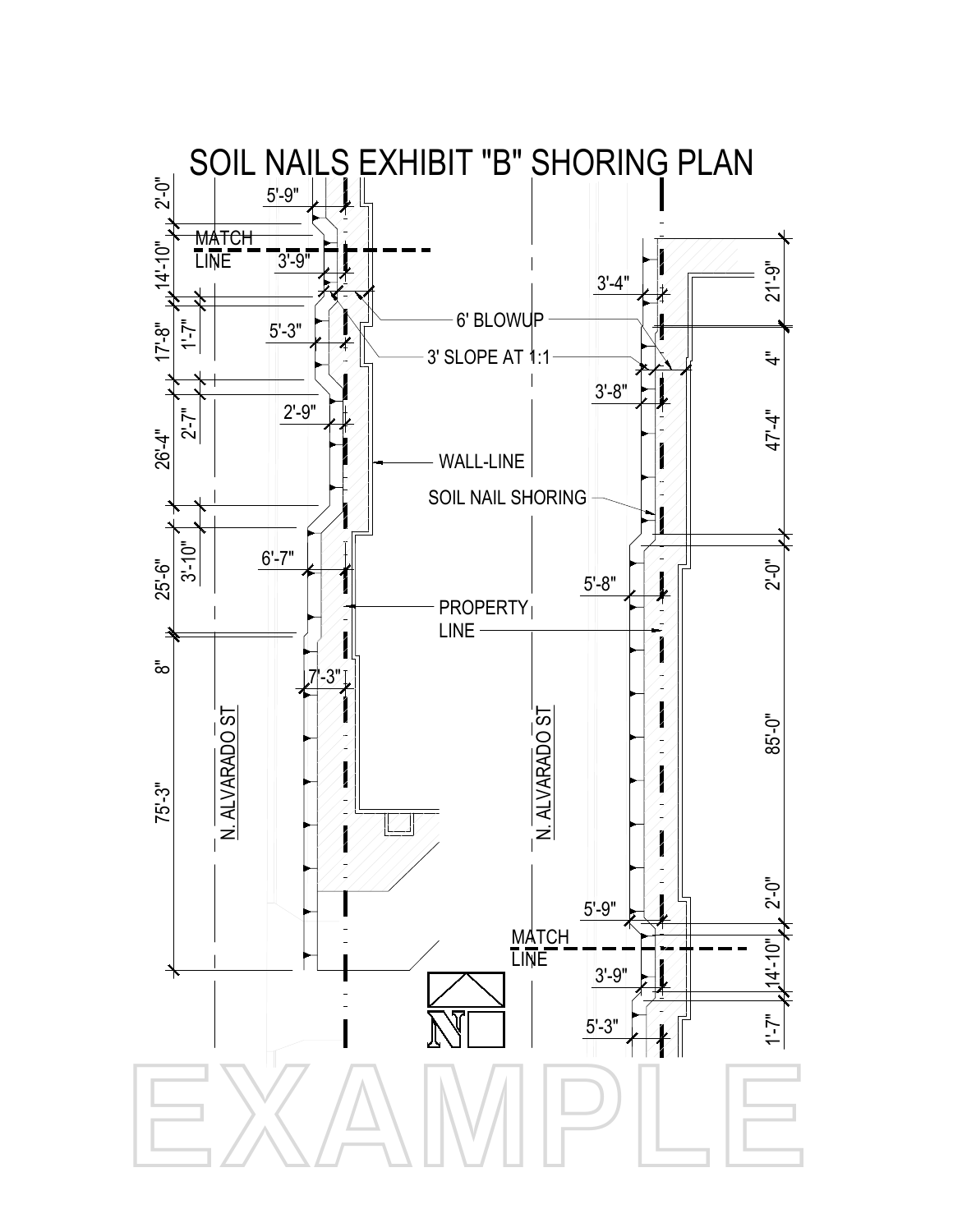# SOIL NAILS EXHIBIT "B" SHORING PLAN

2'-0"

5'-9"

MATCH LINE

14'-10"

3'-9"

17'-8"

1'-7"

5'-3"

6' BLOWUP

3' SLOPE AT 1:1

3'-4"

21'-9"

4"

3'-8"

26'-4"

2'-7"

2'-9"

47'-4"

WALL-LINE

SOIL NAIL SHORING

25'-6"

3'-10"

6'-7"

5'-8"

2'-0"

PROPERTY LINE

8"

7'-3"

75'-3"

N. ALVARADO ST

N. ALVARADO ST

85'-0"

5'-9"

2'-0"

MATCH LINE

3'-9"

14'-10"

5'-3"

1'-7"

N

EXAMPLE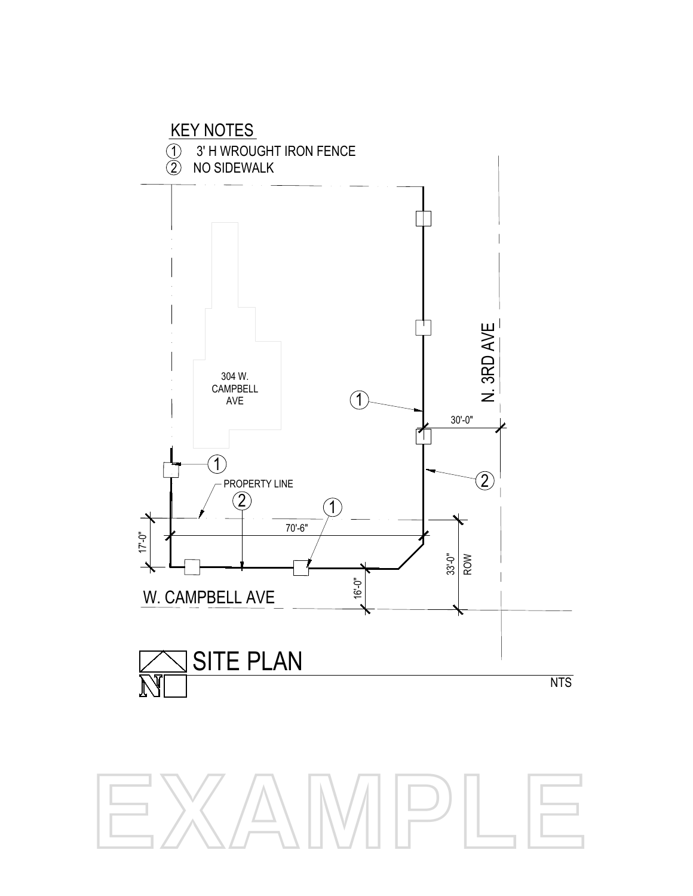## KEY NOTES

1. 3' H WROUGHT IRON FENCE
2. NO SIDEWALK

304 W. CAMPBELL AVE

N. 3RD AVE

W. CAMPBELL AVE

PROPERTY LINE

70'-6"

17'-0"

16'-0"

33'-0" ROW

30'-0"

# SITE PLAN

N

NTS

EXAMPLE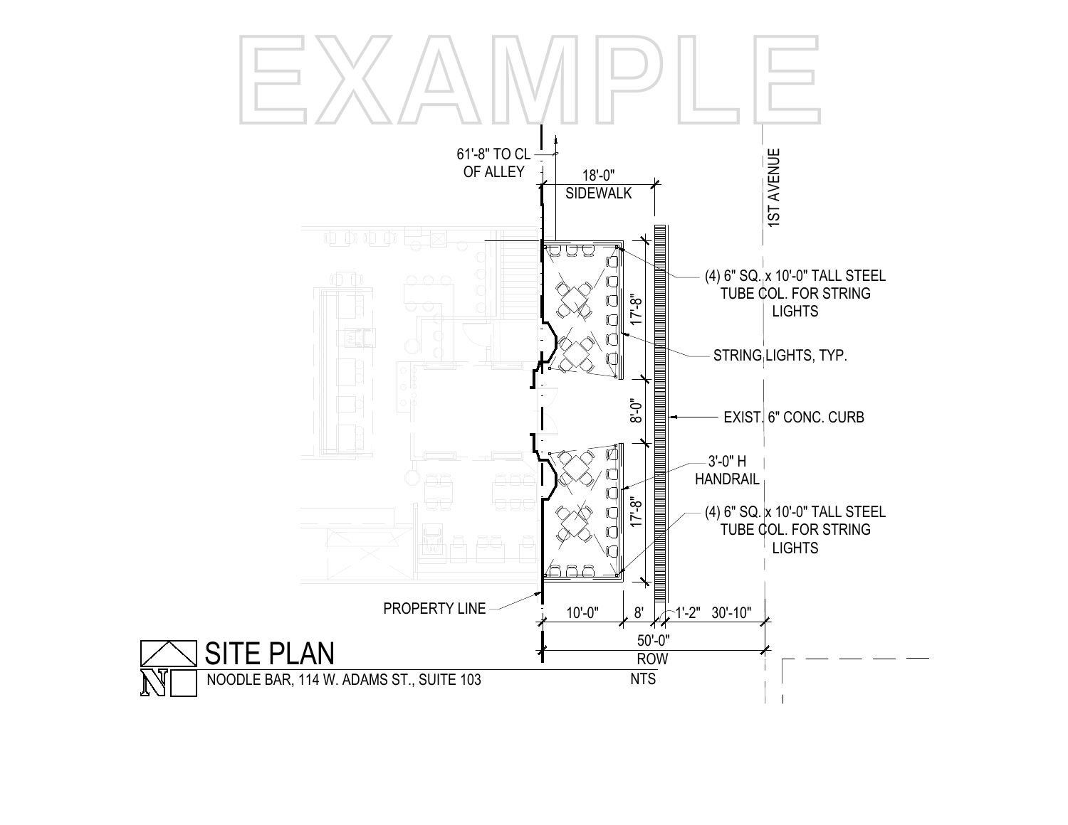EXAMPLE

61'-8" TO CL OF ALLEY

18'-0" SIDEWALK

1ST AVENUE

(4) 6" SQ. x 10'-0" TALL STEEL TUBE COL. FOR STRING LIGHTS

17'-8"

STRING LIGHTS, TYP.

8'-0"

EXIST. 6" CONC. CURB

3'-0" H HANDRAIL

17'-8"

(4) 6" SQ. x 10'-0" TALL STEEL TUBE COL. FOR STRING LIGHTS

PROPERTY LINE

10'-0" 8' 1'-2" 30'-10"

50'-0" ROW

NTS

# SITE PLAN

NOODLE BAR, 114 W. ADAMS ST., SUITE 103

N